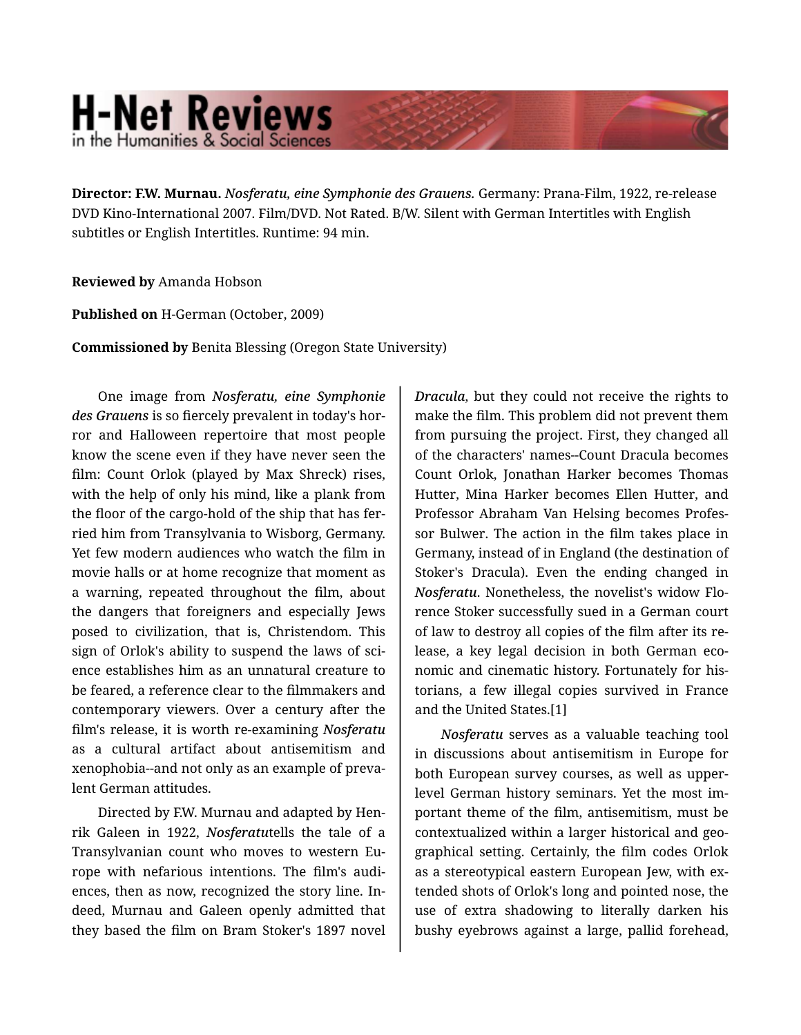**Director: F.W. Murnau.** *Nosferatu, eine Symphonie des Grauens.* Germany: Prana-Film, 1922, re-release DVD Kino-International 2007. Film/DVD. Not Rated. B/W. Silent with German Intertitles with English subtitles or English Intertitles. Runtime: 94 min.

**Reviewed by** Amanda Hobson

**Published on** H-German (October, 2009)

**Commissioned by** Benita Blessing (Oregon State University)

One image from *Nosferatu, eine Symphonie des Grauens* is so fiercely prevalent in today's horror and Halloween repertoire that most people know the scene even if they have never seen the film: Count Orlok (played by Max Shreck) rises, with the help of only his mind, like a plank from the floor of the cargo-hold of the ship that has ferried him from Transylvania to Wisborg, Germany. Yet few modern audiences who watch the film in movie halls or at home recognize that moment as a warning, repeated throughout the film, about the dangers that foreigners and especially Jews posed to civilization, that is, Christendom. This sign of Orlok's ability to suspend the laws of science establishes him as an unnatural creature to be feared, a reference clear to the filmmakers and contemporary viewers. Over a century after the film's release, it is worth re-examining *Nosferatu* as a cultural artifact about antisemitism and xenophobia--and not only as an example of prevalent German attitudes.

Directed by F.W. Murnau and adapted by Henrik Galeen in 1922, *Nosferatu*tells the tale of a Transylvanian count who moves to western Europe with nefarious intentions. The film's audiences, then as now, recognized the story line. Indeed, Murnau and Galeen openly admitted that they based the film on Bram Stoker's 1897 novel *Dracula*, but they could not receive the rights to make the film. This problem did not prevent them from pursuing the project. First, they changed all of the characters' names--Count Dracula becomes Count Orlok, Jonathan Harker becomes Thomas Hutter, Mina Harker becomes Ellen Hutter, and Professor Abraham Van Helsing becomes Professor Bulwer. The action in the film takes place in Germany, instead of in England (the destination of Stoker's Dracula). Even the ending changed in *Nosferatu*. Nonetheless, the novelist's widow Florence Stoker successfully sued in a German court of law to destroy all copies of the film after its release, a key legal decision in both German economic and cinematic history. Fortunately for historians, a few illegal copies survived in France and the United States.[1]

*Nosferatu* serves as a valuable teaching tool in discussions about antisemitism in Europe for both European survey courses, as well as upper-level German history seminars. Yet the most important theme of the film, antisemitism, must be contextualized within a larger historical and geographical setting. Certainly, the film codes Orlok as a stereotypical eastern European Jew, with extended shots of Orlok's long and pointed nose, the use of extra shadowing to literally darken his bushy eyebrows against a large, pallid forehead,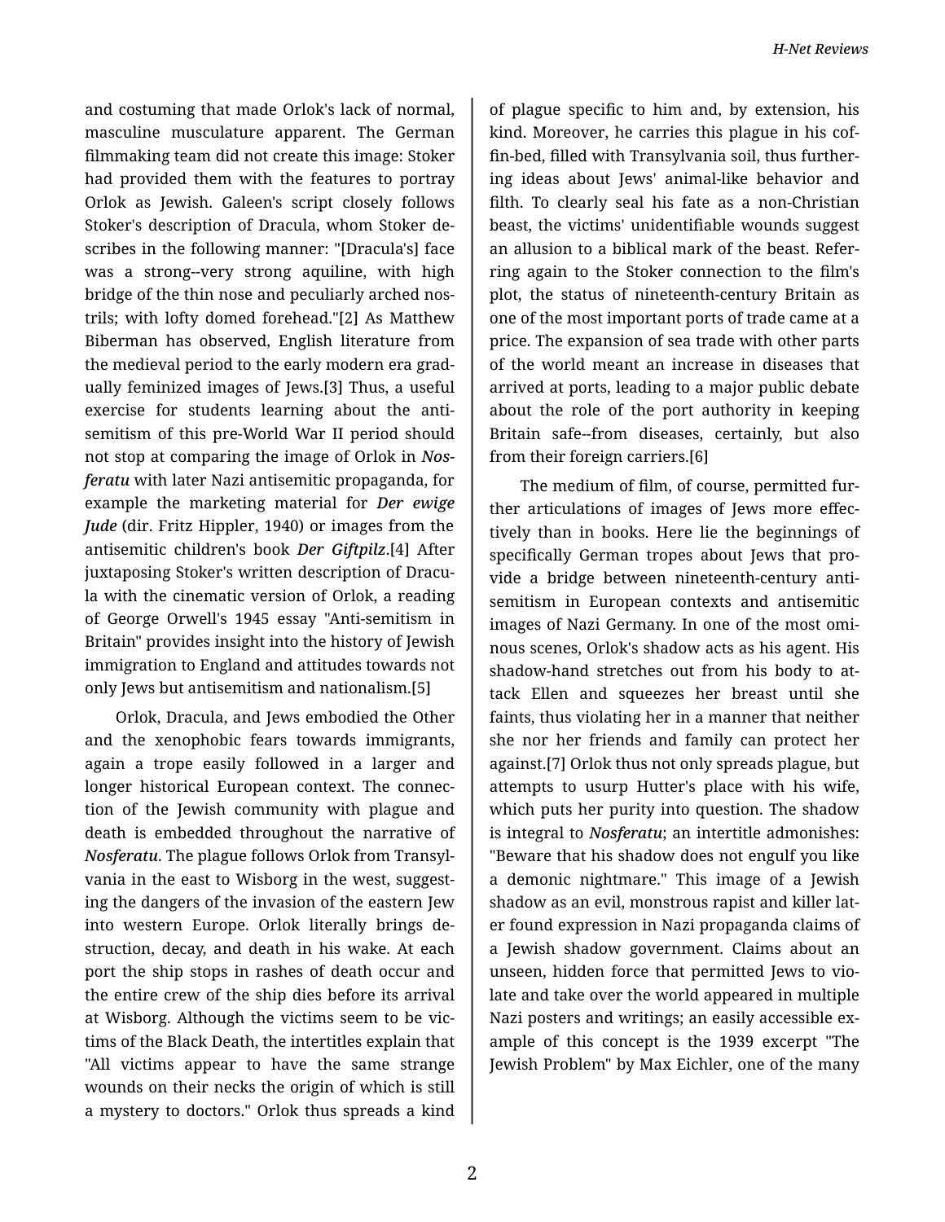and costuming that made Orlok's lack of normal, masculine musculature apparent. The German filmmaking team did not create this image: Stoker had provided them with the features to portray Orlok as Jewish. Galeen's script closely follows Stoker's description of Dracula, whom Stoker describes in the following manner: "[Dracula's] face was a strong--very strong aquiline, with high bridge of the thin nose and peculiarly arched nostrils; with lofty domed forehead."[2] As Matthew Biberman has observed, English literature from the medieval period to the early modern era gradually feminized images of Jews.[3] Thus, a useful exercise for students learning about the antisemitism of this pre-World War II period should not stop at comparing the image of Orlok in *Nosferatu* with later Nazi antisemitic propaganda, for example the marketing material for *Der ewige Jude* (dir. Fritz Hippler, 1940) or images from the antisemitic children's book *Der Giftpilz*.[4] After juxtaposing Stoker's written description of Dracula with the cinematic version of Orlok, a reading of George Orwell's 1945 essay "Anti-semitism in Britain" provides insight into the history of Jewish immigration to England and attitudes towards not only Jews but antisemitism and nationalism.[5]

Orlok, Dracula, and Jews embodied the Other and the xenophobic fears towards immigrants, again a trope easily followed in a larger and longer historical European context. The connection of the Jewish community with plague and death is embedded throughout the narrative of *Nosferatu*. The plague follows Orlok from Transylvania in the east to Wisborg in the west, suggesting the dangers of the invasion of the eastern Jew into western Europe. Orlok literally brings destruction, decay, and death in his wake. At each port the ship stops in rashes of death occur and the entire crew of the ship dies before its arrival at Wisborg. Although the victims seem to be victims of the Black Death, the intertitles explain that "All victims appear to have the same strange wounds on their necks the origin of which is still a mystery to doctors." Orlok thus spreads a kind of plague specific to him and, by extension, his kind. Moreover, he carries this plague in his coffin-bed, filled with Transylvania soil, thus furthering ideas about Jews' animal-like behavior and filth. To clearly seal his fate as a non-Christian beast, the victims' unidentifiable wounds suggest an allusion to a biblical mark of the beast. Referring again to the Stoker connection to the film's plot, the status of nineteenth-century Britain as one of the most important ports of trade came at a price. The expansion of sea trade with other parts of the world meant an increase in diseases that arrived at ports, leading to a major public debate about the role of the port authority in keeping Britain safe--from diseases, certainly, but also from their foreign carriers.[6]

The medium of film, of course, permitted further articulations of images of Jews more effectively than in books. Here lie the beginnings of specifically German tropes about Jews that provide a bridge between nineteenth-century antisemitism in European contexts and antisemitic images of Nazi Germany. In one of the most ominous scenes, Orlok's shadow acts as his agent. His shadow-hand stretches out from his body to attack Ellen and squeezes her breast until she faints, thus violating her in a manner that neither she nor her friends and family can protect her against.[7] Orlok thus not only spreads plague, but attempts to usurp Hutter's place with his wife, which puts her purity into question. The shadow is integral to *Nosferatu*; an intertitle admonishes: "Beware that his shadow does not engulf you like a demonic nightmare." This image of a Jewish shadow as an evil, monstrous rapist and killer later found expression in Nazi propaganda claims of a Jewish shadow government. Claims about an unseen, hidden force that permitted Jews to violate and take over the world appeared in multiple Nazi posters and writings; an easily accessible example of this concept is the 1939 excerpt "The Jewish Problem" by Max Eichler, one of the many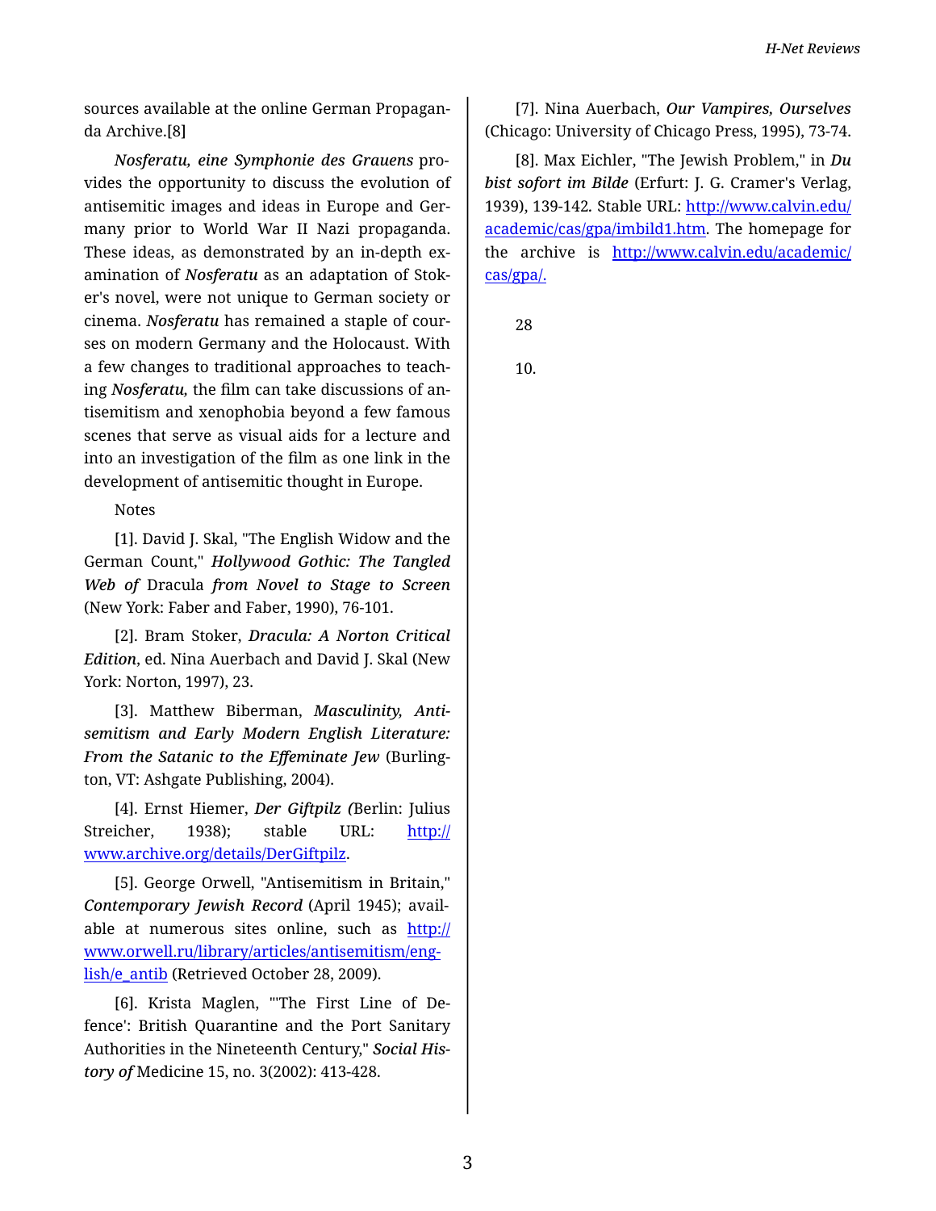sources available at the online German Propaganda Archive.[8]

*Nosferatu, eine Symphonie des Grauens* provides the opportunity to discuss the evolution of antisemitic images and ideas in Europe and Germany prior to World War II Nazi propaganda. These ideas, as demonstrated by an in-depth examination of *Nosferatu* as an adaptation of Stoker's novel, were not unique to German society or cinema. *Nosferatu* has remained a staple of courses on modern Germany and the Holocaust. With a few changes to traditional approaches to teaching *Nosferatu,* the film can take discussions of antisemitism and xenophobia beyond a few famous scenes that serve as visual aids for a lecture and into an investigation of the film as one link in the development of antisemitic thought in Europe.

Notes

[1]. David J. Skal, "The English Widow and the German Count," *Hollywood Gothic: The Tangled Web of* Dracula *from Novel to Stage to Screen* (New York: Faber and Faber, 1990), 76-101.

[2]. Bram Stoker, *Dracula: A Norton Critical Edition*, ed. Nina Auerbach and David J. Skal (New York: Norton, 1997), 23.

[3]. Matthew Biberman, *Masculinity, Antisemitism and Early Modern English Literature: From the Satanic to the Effeminate Jew* (Burlington, VT: Ashgate Publishing, 2004).

[4]. Ernst Hiemer, *Der Giftpilz (*Berlin: Julius Streicher, 1938); stable URL: http://www.archive.org/details/DerGiftpilz.

[5]. George Orwell, "Antisemitism in Britain," *Contemporary Jewish Record* (April 1945); available at numerous sites online, such as http://www.orwell.ru/library/articles/antisemitism/english/e_antib (Retrieved October 28, 2009).

[6]. Krista Maglen, "'The First Line of Defence': British Quarantine and the Port Sanitary Authorities in the Nineteenth Century," *Social History of* Medicine 15, no. 3(2002): 413-428.

[7]. Nina Auerbach, *Our Vampires, Ourselves* (Chicago: University of Chicago Press, 1995), 73-74.

[8]. Max Eichler, "The Jewish Problem," in *Du bist sofort im Bilde* (Erfurt: J. G. Cramer's Verlag, 1939), 139-142. Stable URL: http://www.calvin.edu/academic/cas/gpa/imbild1.htm. The homepage for the archive is http://www.calvin.edu/academic/cas/gpa/.

28

10.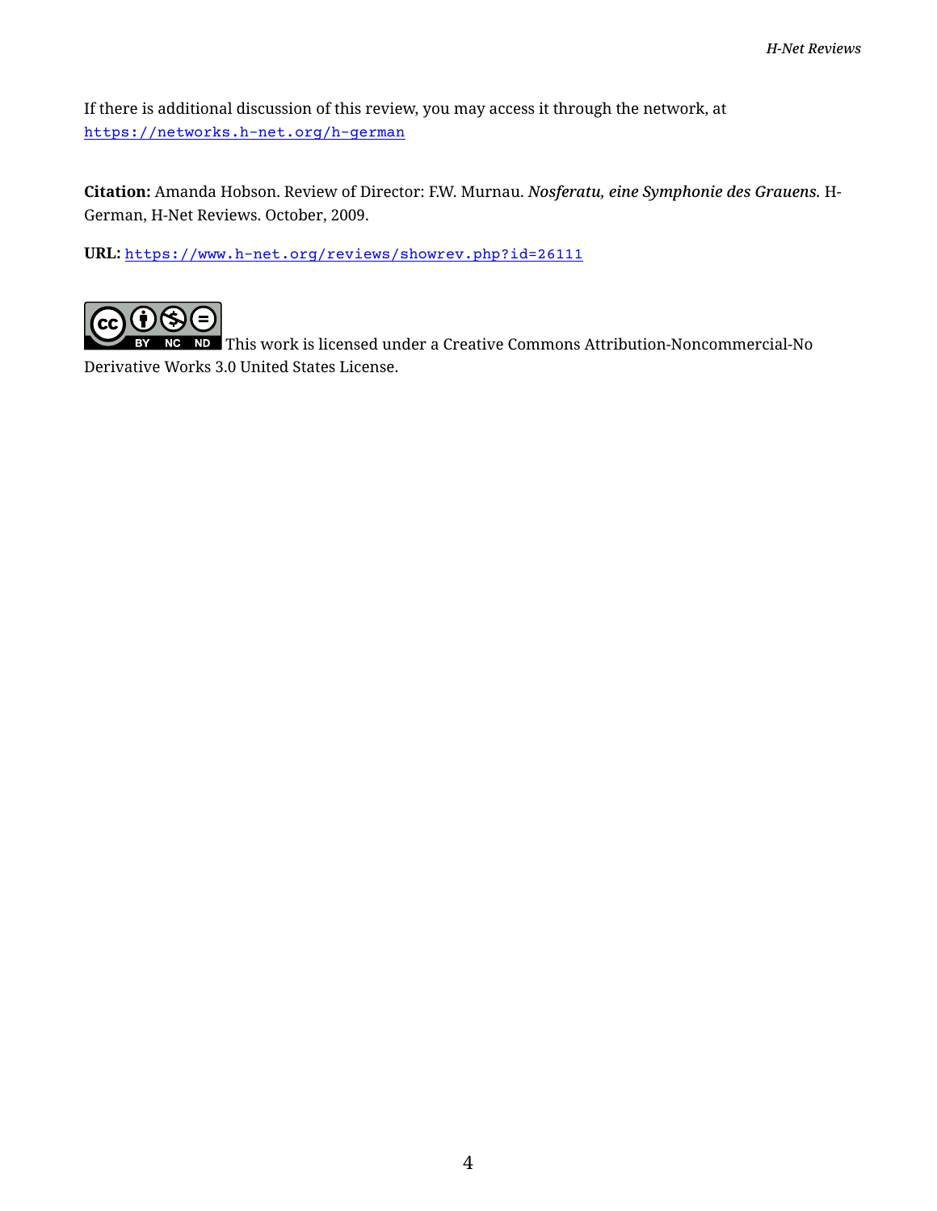If there is additional discussion of this review, you may access it through the network, at https://networks.h-net.org/h-german

**Citation:** Amanda Hobson. Review of Director: F.W. Murnau. *Nosferatu, eine Symphonie des Grauens.* H-German, H-Net Reviews. October, 2009.

**URL:** https://www.h-net.org/reviews/showrev.php?id=26111

This work is licensed under a Creative Commons Attribution-Noncommercial-No Derivative Works 3.0 United States License.